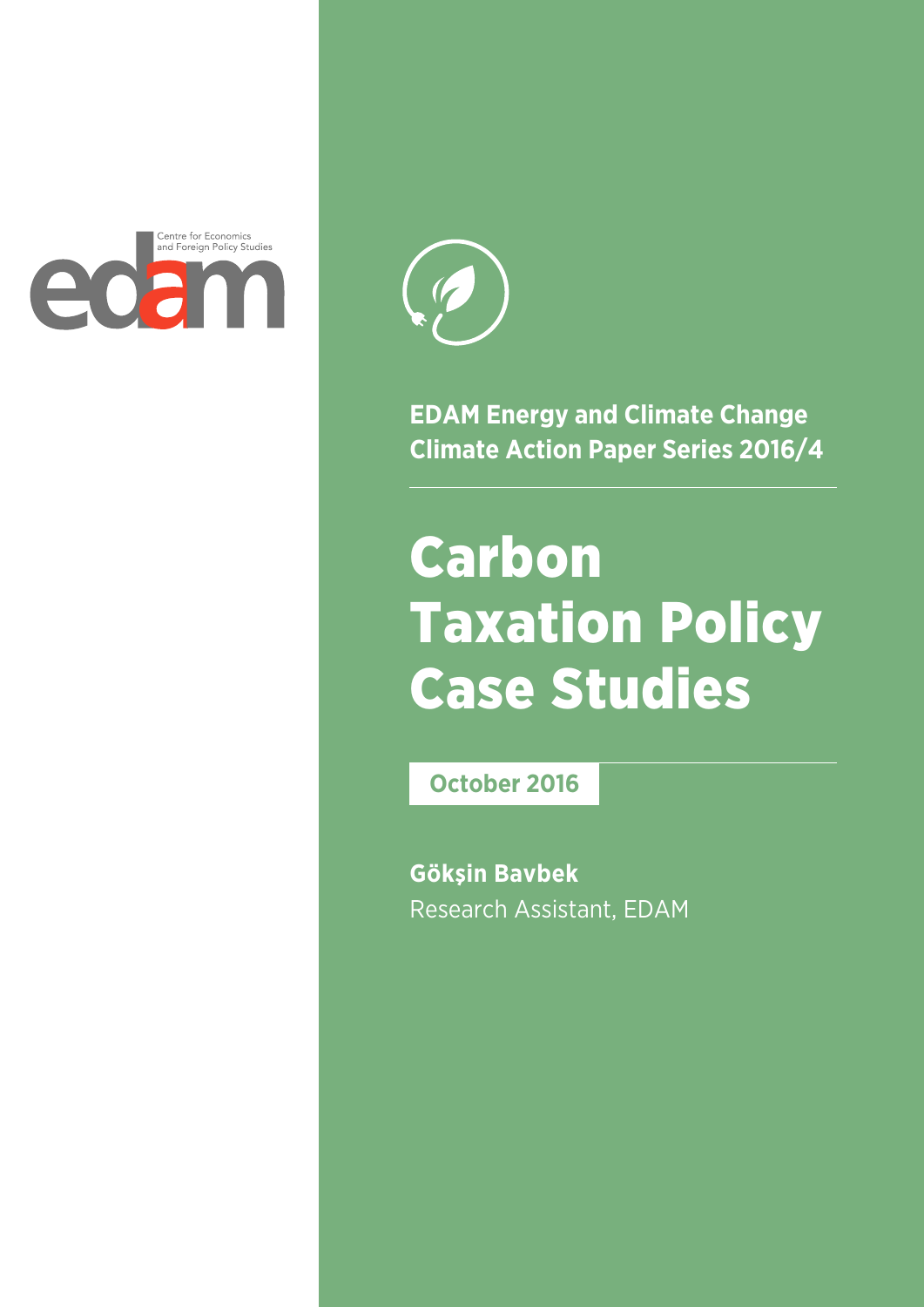Centre for Economics and Foreign Policy Studies

edam

EDAM Energy and Climate Change
Climate Action Paper Series 2016/4

# Carbon Taxation Policy Case Studies

**October 2016**

**Gökşin Bavbek**
Research Assistant, EDAM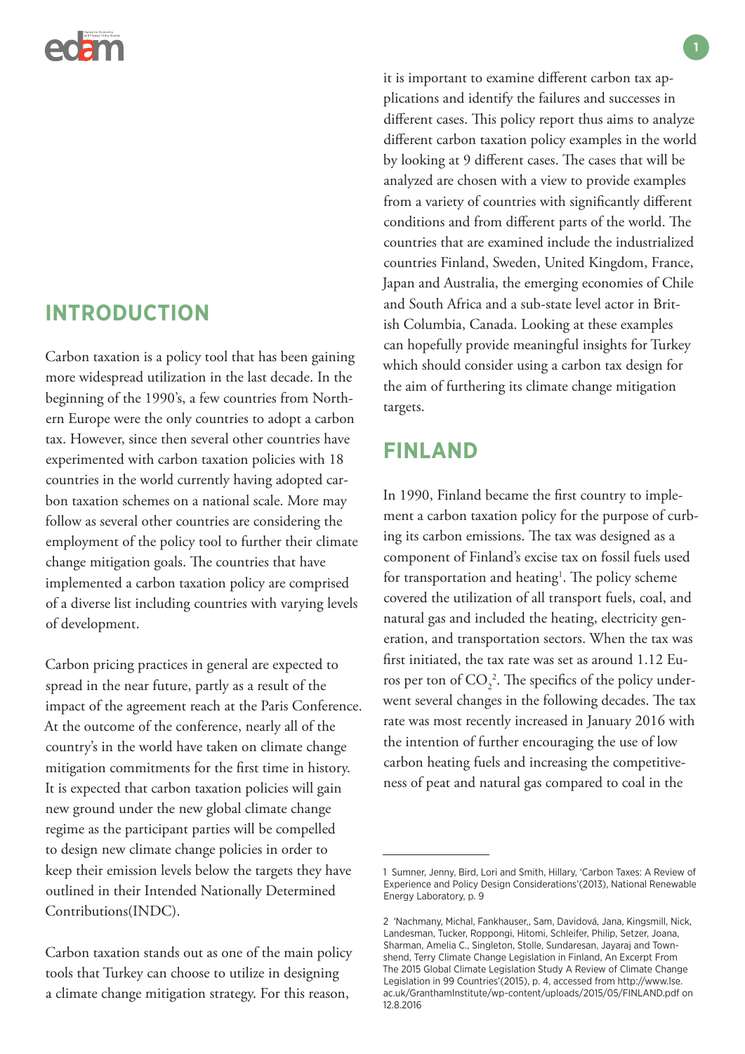## INTRODUCTION

Carbon taxation is a policy tool that has been gaining more widespread utilization in the last decade. In the beginning of the 1990's, a few countries from Northern Europe were the only countries to adopt a carbon tax. However, since then several other countries have experimented with carbon taxation policies with 18 countries in the world currently having adopted carbon taxation schemes on a national scale. More may follow as several other countries are considering the employment of the policy tool to further their climate change mitigation goals. The countries that have implemented a carbon taxation policy are comprised of a diverse list including countries with varying levels of development.

Carbon pricing practices in general are expected to spread in the near future, partly as a result of the impact of the agreement reach at the Paris Conference. At the outcome of the conference, nearly all of the country's in the world have taken on climate change mitigation commitments for the first time in history. It is expected that carbon taxation policies will gain new ground under the new global climate change regime as the participant parties will be compelled to design new climate change policies in order to keep their emission levels below the targets they have outlined in their Intended Nationally Determined Contributions(INDC).

Carbon taxation stands out as one of the main policy tools that Turkey can choose to utilize in designing a climate change mitigation strategy. For this reason, it is important to examine different carbon tax applications and identify the failures and successes in different cases. This policy report thus aims to analyze different carbon taxation policy examples in the world by looking at 9 different cases. The cases that will be analyzed are chosen with a view to provide examples from a variety of countries with significantly different conditions and from different parts of the world. The countries that are examined include the industrialized countries Finland, Sweden, United Kingdom, France, Japan and Australia, the emerging economies of Chile and South Africa and a sub-state level actor in British Columbia, Canada. Looking at these examples can hopefully provide meaningful insights for Turkey which should consider using a carbon tax design for the aim of furthering its climate change mitigation targets.

## FINLAND

In 1990, Finland became the first country to implement a carbon taxation policy for the purpose of curbing its carbon emissions. The tax was designed as a component of Finland's excise tax on fossil fuels used for transportation and heating[1]. The policy scheme covered the utilization of all transport fuels, coal, and natural gas and included the heating, electricity generation, and transportation sectors. When the tax was first initiated, the tax rate was set as around 1.12 Euros per ton of $CO_2$[2]. The specifics of the policy underwent several changes in the following decades. The tax rate was most recently increased in January 2016 with the intention of further encouraging the use of low carbon heating fuels and increasing the competitiveness of peat and natural gas compared to coal in the

---

1 Sumner, Jenny, Bird, Lori and Smith, Hillary, 'Carbon Taxes: A Review of Experience and Policy Design Considerations'(2013), National Renewable Energy Laboratory, p. 9

2 'Nachmany, Michal, Fankhauser,, Sam, Davidová, Jana, Kingsmill, Nick, Landesman, Tucker, Roppongi, Hitomi, Schleifer, Philip, Setzer, Joana, Sharman, Amelia C., Singleton, Stolle, Sundaresan, Jayaraj and Townshend, Terry Climate Change Legislation in Finland, An Excerpt From The 2015 Global Climate Legislation Study A Review of Climate Change Legislation in 99 Countries'(2015), p. 4, accessed from http://www.lse.ac.uk/GranthamInstitute/wp-content/uploads/2015/05/FINLAND.pdf on 12.8.2016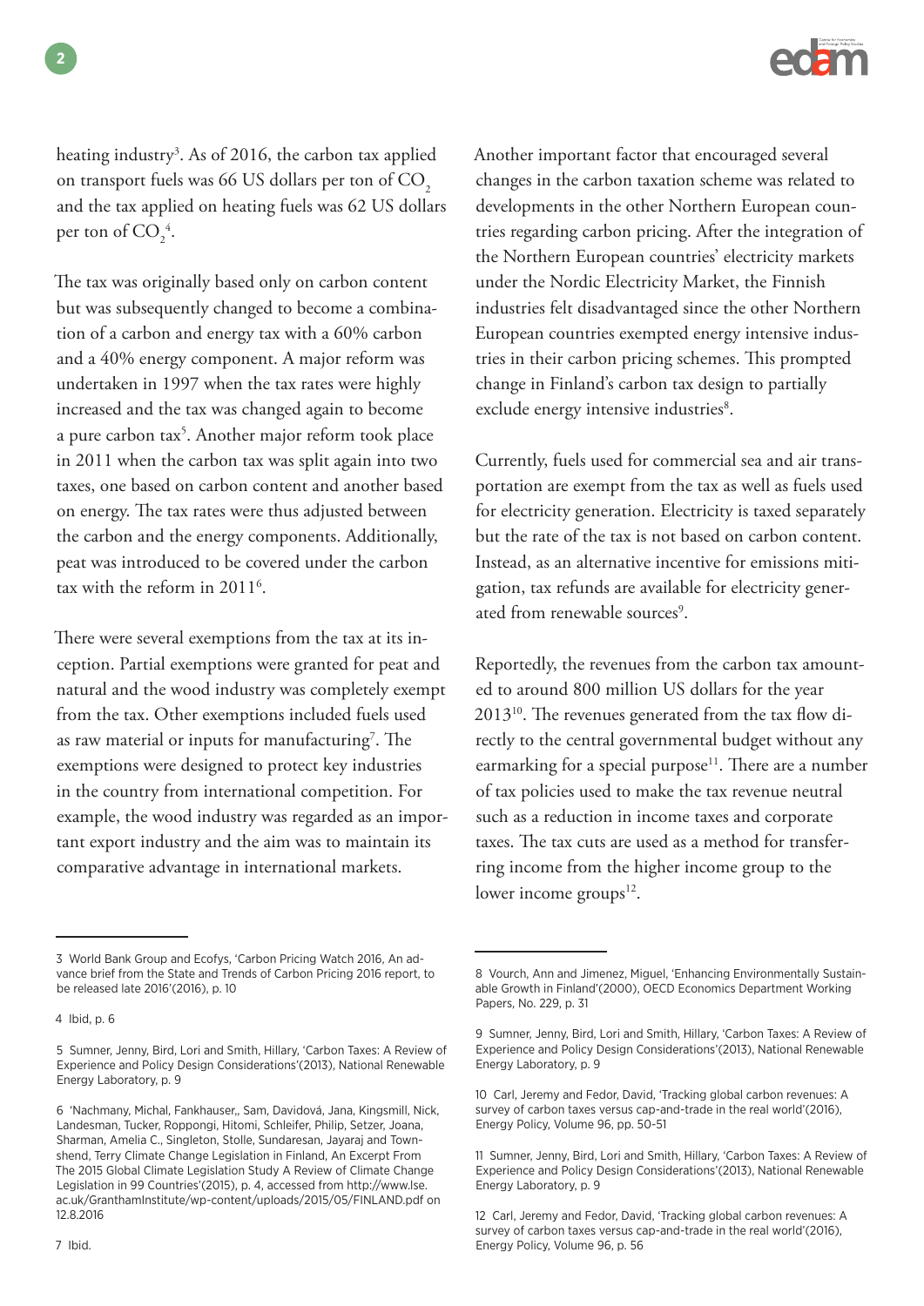heating industry[3]. As of 2016, the carbon tax applied on transport fuels was 66 US dollars per ton of $CO_2$ and the tax applied on heating fuels was 62 US dollars per ton of $CO_2$[4].

The tax was originally based only on carbon content but was subsequently changed to become a combination of a carbon and energy tax with a 60% carbon and a 40% energy component. A major reform was undertaken in 1997 when the tax rates were highly increased and the tax was changed again to become a pure carbon tax[5]. Another major reform took place in 2011 when the carbon tax was split again into two taxes, one based on carbon content and another based on energy. The tax rates were thus adjusted between the carbon and the energy components. Additionally, peat was introduced to be covered under the carbon tax with the reform in 2011[6].

There were several exemptions from the tax at its inception. Partial exemptions were granted for peat and natural and the wood industry was completely exempt from the tax. Other exemptions included fuels used as raw material or inputs for manufacturing[7]. The exemptions were designed to protect key industries in the country from international competition. For example, the wood industry was regarded as an important export industry and the aim was to maintain its comparative advantage in international markets.

Another important factor that encouraged several changes in the carbon taxation scheme was related to developments in the other Northern European countries regarding carbon pricing. After the integration of the Northern European countries' electricity markets under the Nordic Electricity Market, the Finnish industries felt disadvantaged since the other Northern European countries exempted energy intensive industries in their carbon pricing schemes. This prompted change in Finland's carbon tax design to partially exclude energy intensive industries[8].

Currently, fuels used for commercial sea and air transportation are exempt from the tax as well as fuels used for electricity generation. Electricity is taxed separately but the rate of the tax is not based on carbon content. Instead, as an alternative incentive for emissions mitigation, tax refunds are available for electricity generated from renewable sources[9].

Reportedly, the revenues from the carbon tax amounted to around 800 million US dollars for the year 2013[10]. The revenues generated from the tax flow directly to the central governmental budget without any earmarking for a special purpose[11]. There are a number of tax policies used to make the tax revenue neutral such as a reduction in income taxes and corporate taxes. The tax cuts are used as a method for transferring income from the higher income group to the lower income groups[12].

---

3 World Bank Group and Ecofys, 'Carbon Pricing Watch 2016, An advance brief from the State and Trends of Carbon Pricing 2016 report, to be released late 2016'(2016), p. 10

4 Ibid, p. 6

5 Sumner, Jenny, Bird, Lori and Smith, Hillary, 'Carbon Taxes: A Review of Experience and Policy Design Considerations'(2013), National Renewable Energy Laboratory, p. 9

6 'Nachmany, Michal, Fankhauser,, Sam, Davidová, Jana, Kingsmill, Nick, Landesman, Tucker, Roppongi, Hitomi, Schleifer, Philip, Setzer, Joana, Sharman, Amelia C., Singleton, Stolle, Sundaresan, Jayaraj and Townshend, Terry Climate Change Legislation in Finland, An Excerpt From The 2015 Global Climate Legislation Study A Review of Climate Change Legislation in 99 Countries'(2015), p. 4, accessed from http://www.lse.ac.uk/GranthamInstitute/wp-content/uploads/2015/05/FINLAND.pdf on 12.8.2016

7 Ibid.

8 Vourch, Ann and Jimenez, Miguel, 'Enhancing Environmentally Sustainable Growth in Finland'(2000), OECD Economics Department Working Papers, No. 229, p. 31

9 Sumner, Jenny, Bird, Lori and Smith, Hillary, 'Carbon Taxes: A Review of Experience and Policy Design Considerations'(2013), National Renewable Energy Laboratory, p. 9

10 Carl, Jeremy and Fedor, David, 'Tracking global carbon revenues: A survey of carbon taxes versus cap-and-trade in the real world'(2016), Energy Policy, Volume 96, pp. 50-51

11 Sumner, Jenny, Bird, Lori and Smith, Hillary, 'Carbon Taxes: A Review of Experience and Policy Design Considerations'(2013), National Renewable Energy Laboratory, p. 9

12 Carl, Jeremy and Fedor, David, 'Tracking global carbon revenues: A survey of carbon taxes versus cap-and-trade in the real world'(2016), Energy Policy, Volume 96, p. 56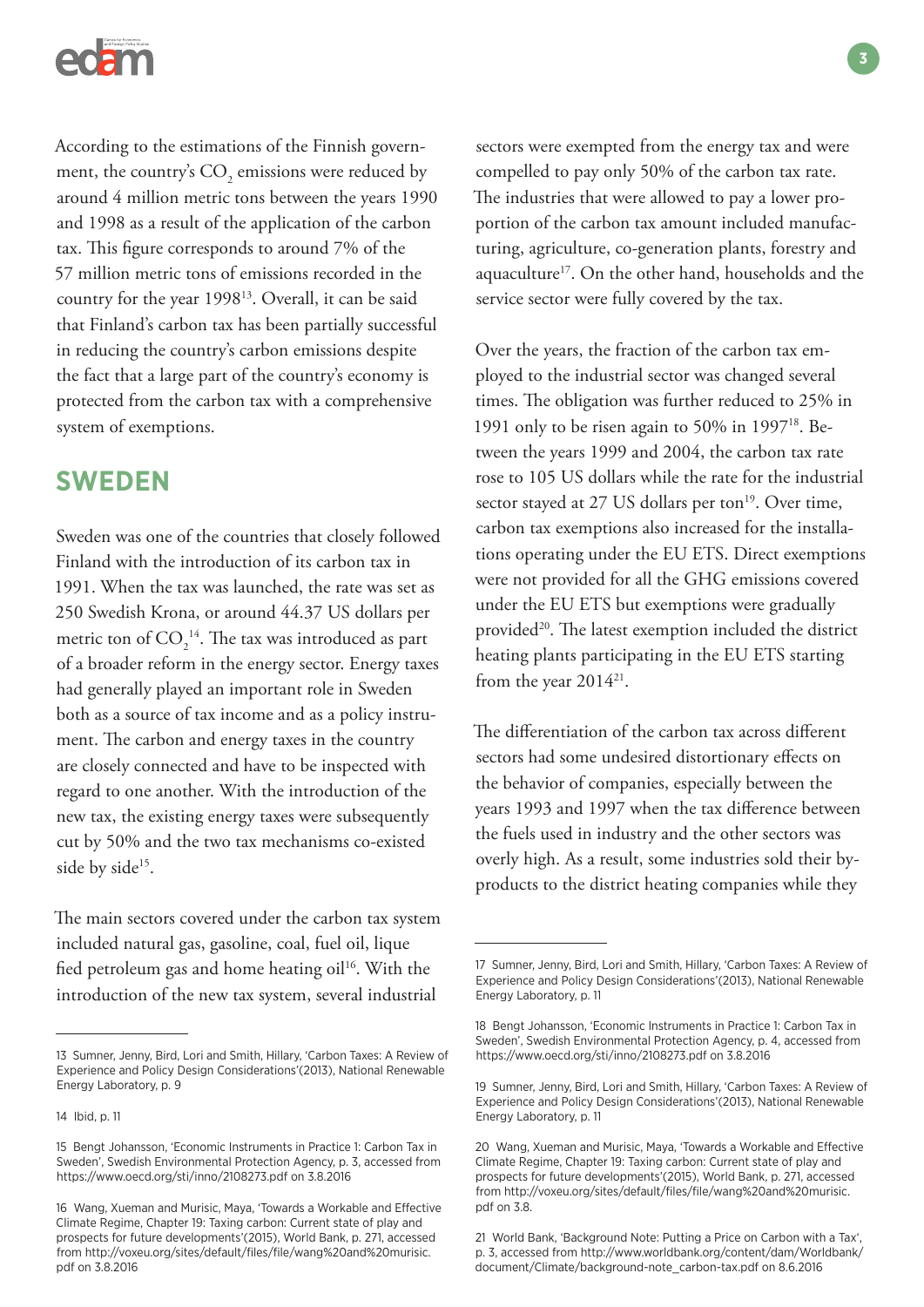According to the estimations of the Finnish government, the country's $CO_2$ emissions were reduced by around 4 million metric tons between the years 1990 and 1998 as a result of the application of the carbon tax. This figure corresponds to around 7% of the 57 million metric tons of emissions recorded in the country for the year 1998[13]. Overall, it can be said that Finland's carbon tax has been partially successful in reducing the country's carbon emissions despite the fact that a large part of the country's economy is protected from the carbon tax with a comprehensive system of exemptions.

## SWEDEN

Sweden was one of the countries that closely followed Finland with the introduction of its carbon tax in 1991. When the tax was launched, the rate was set as 250 Swedish Krona, or around 44.37 US dollars per metric ton of $CO_2$[14]. The tax was introduced as part of a broader reform in the energy sector. Energy taxes had generally played an important role in Sweden both as a source of tax income and as a policy instrument. The carbon and energy taxes in the country are closely connected and have to be inspected with regard to one another. With the introduction of the new tax, the existing energy taxes were subsequently cut by 50% and the two tax mechanisms co-existed side by side[15].

The main sectors covered under the carbon tax system included natural gas, gasoline, coal, fuel oil, lique fied petroleum gas and home heating oil[16]. With the introduction of the new tax system, several industrial sectors were exempted from the energy tax and were compelled to pay only 50% of the carbon tax rate. The industries that were allowed to pay a lower proportion of the carbon tax amount included manufacturing, agriculture, co-generation plants, forestry and aquaculture[17]. On the other hand, households and the service sector were fully covered by the tax.

Over the years, the fraction of the carbon tax employed to the industrial sector was changed several times. The obligation was further reduced to 25% in 1991 only to be risen again to 50% in 1997[18]. Between the years 1999 and 2004, the carbon tax rate rose to 105 US dollars while the rate for the industrial sector stayed at 27 US dollars per ton[19]. Over time, carbon tax exemptions also increased for the installations operating under the EU ETS. Direct exemptions were not provided for all the GHG emissions covered under the EU ETS but exemptions were gradually provided[20]. The latest exemption included the district heating plants participating in the EU ETS starting from the year 2014[21].

The differentiation of the carbon tax across different sectors had some undesired distortionary effects on the behavior of companies, especially between the years 1993 and 1997 when the tax difference between the fuels used in industry and the other sectors was overly high. As a result, some industries sold their by-products to the district heating companies while they

---

13 Sumner, Jenny, Bird, Lori and Smith, Hillary, 'Carbon Taxes: A Review of Experience and Policy Design Considerations'(2013), National Renewable Energy Laboratory, p. 9

14 Ibid, p. 11

15 Bengt Johansson, 'Economic Instruments in Practice 1: Carbon Tax in Sweden', Swedish Environmental Protection Agency, p. 3, accessed from https://www.oecd.org/sti/inno/2108273.pdf on 3.8.2016

16 Wang, Xueman and Murisic, Maya, 'Towards a Workable and Effective Climate Regime, Chapter 19: Taxing carbon: Current state of play and prospects for future developments'(2015), World Bank, p. 271, accessed from http://voxeu.org/sites/default/files/file/wang%20and%20murisic.pdf on 3.8.2016

17 Sumner, Jenny, Bird, Lori and Smith, Hillary, 'Carbon Taxes: A Review of Experience and Policy Design Considerations'(2013), National Renewable Energy Laboratory, p. 11

18 Bengt Johansson, 'Economic Instruments in Practice 1: Carbon Tax in Sweden', Swedish Environmental Protection Agency, p. 4, accessed from https://www.oecd.org/sti/inno/2108273.pdf on 3.8.2016

19 Sumner, Jenny, Bird, Lori and Smith, Hillary, 'Carbon Taxes: A Review of Experience and Policy Design Considerations'(2013), National Renewable Energy Laboratory, p. 11

20 Wang, Xueman and Murisic, Maya, 'Towards a Workable and Effective Climate Regime, Chapter 19: Taxing carbon: Current state of play and prospects for future developments'(2015), World Bank, p. 271, accessed from http://voxeu.org/sites/default/files/file/wang%20and%20murisic.pdf on 3.8.

21 World Bank, 'Background Note: Putting a Price on Carbon with a Tax', p. 3, accessed from http://www.worldbank.org/content/dam/Worldbank/document/Climate/background-note_carbon-tax.pdf on 8.6.2016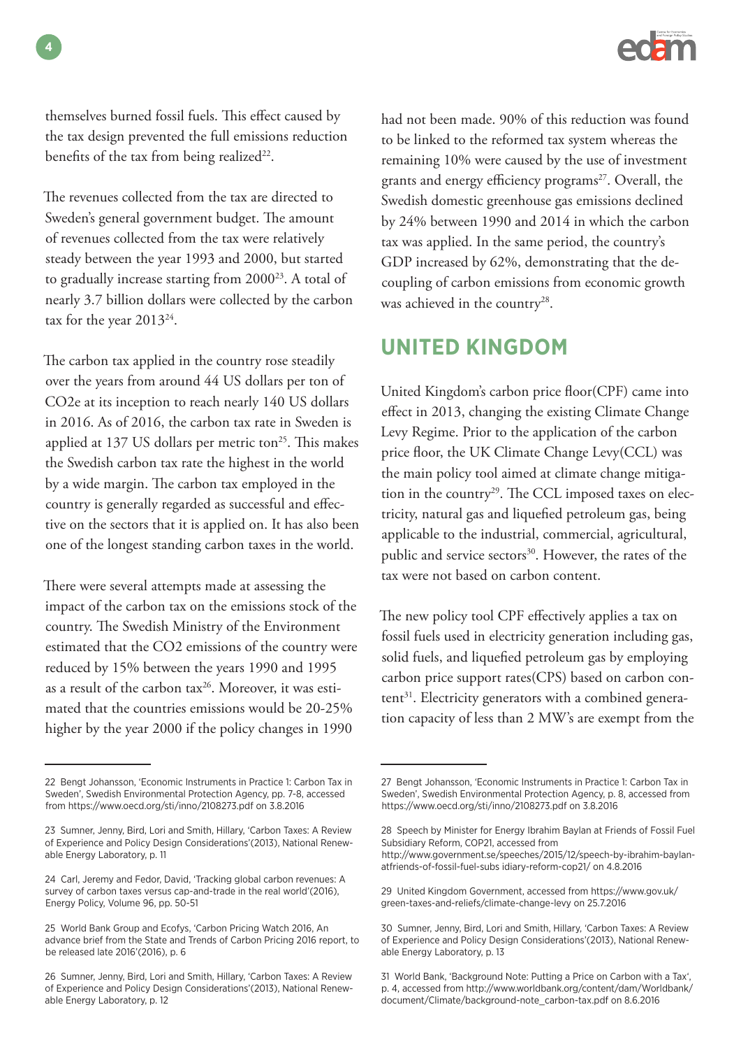themselves burned fossil fuels. This effect caused by the tax design prevented the full emissions reduction benefits of the tax from being realized[22].

The revenues collected from the tax are directed to Sweden's general government budget. The amount of revenues collected from the tax were relatively steady between the year 1993 and 2000, but started to gradually increase starting from 2000[23]. A total of nearly 3.7 billion dollars were collected by the carbon tax for the year 2013[24].

The carbon tax applied in the country rose steadily over the years from around 44 US dollars per ton of $CO_2e$ at its inception to reach nearly 140 US dollars in 2016. As of 2016, the carbon tax rate in Sweden is applied at 137 US dollars per metric ton[25]. This makes the Swedish carbon tax rate the highest in the world by a wide margin. The carbon tax employed in the country is generally regarded as successful and effective on the sectors that it is applied on. It has also been one of the longest standing carbon taxes in the world.

There were several attempts made at assessing the impact of the carbon tax on the emissions stock of the country. The Swedish Ministry of the Environment estimated that the $CO_2$ emissions of the country were reduced by 15% between the years 1990 and 1995 as a result of the carbon tax[26]. Moreover, it was estimated that the countries emissions would be 20-25% higher by the year 2000 if the policy changes in 1990 had not been made. 90% of this reduction was found to be linked to the reformed tax system whereas the remaining 10% were caused by the use of investment grants and energy efficiency programs[27]. Overall, the Swedish domestic greenhouse gas emissions declined by 24% between 1990 and 2014 in which the carbon tax was applied. In the same period, the country's GDP increased by 62%, demonstrating that the decoupling of carbon emissions from economic growth was achieved in the country[28].

## UNITED KINGDOM

United Kingdom's carbon price floor(CPF) came into effect in 2013, changing the existing Climate Change Levy Regime. Prior to the application of the carbon price floor, the UK Climate Change Levy(CCL) was the main policy tool aimed at climate change mitigation in the country[29]. The CCL imposed taxes on electricity, natural gas and liquefied petroleum gas, being applicable to the industrial, commercial, agricultural, public and service sectors[30]. However, the rates of the tax were not based on carbon content.

The new policy tool CPF effectively applies a tax on fossil fuels used in electricity generation including gas, solid fuels, and liquefied petroleum gas by employing carbon price support rates(CPS) based on carbon content[31]. Electricity generators with a combined generation capacity of less than 2 MW's are exempt from the

---

22 Bengt Johansson, 'Economic Instruments in Practice 1: Carbon Tax in Sweden', Swedish Environmental Protection Agency, pp. 7-8, accessed from https://www.oecd.org/sti/inno/2108273.pdf on 3.8.2016

23 Sumner, Jenny, Bird, Lori and Smith, Hillary, 'Carbon Taxes: A Review of Experience and Policy Design Considerations'(2013), National Renewable Energy Laboratory, p. 11

24 Carl, Jeremy and Fedor, David, 'Tracking global carbon revenues: A survey of carbon taxes versus cap-and-trade in the real world'(2016), Energy Policy, Volume 96, pp. 50-51

25 World Bank Group and Ecofys, 'Carbon Pricing Watch 2016, An advance brief from the State and Trends of Carbon Pricing 2016 report, to be released late 2016'(2016), p. 6

26 Sumner, Jenny, Bird, Lori and Smith, Hillary, 'Carbon Taxes: A Review of Experience and Policy Design Considerations'(2013), National Renewable Energy Laboratory, p. 12

27 Bengt Johansson, 'Economic Instruments in Practice 1: Carbon Tax in Sweden', Swedish Environmental Protection Agency, p. 8, accessed from https://www.oecd.org/sti/inno/2108273.pdf on 3.8.2016

28 Speech by Minister for Energy Ibrahim Baylan at Friends of Fossil Fuel Subsidiary Reform, COP21, accessed from http://www.government.se/speeches/2015/12/speech-by-ibrahim-baylan-atfriends-of-fossil-fuel-subs idiary-reform-cop21/ on 4.8.2016

29 United Kingdom Government, accessed from https://www.gov.uk/green-taxes-and-reliefs/climate-change-levy on 25.7.2016

30 Sumner, Jenny, Bird, Lori and Smith, Hillary, 'Carbon Taxes: A Review of Experience and Policy Design Considerations'(2013), National Renewable Energy Laboratory, p. 13

31 World Bank, 'Background Note: Putting a Price on Carbon with a Tax', p. 4, accessed from http://www.worldbank.org/content/dam/Worldbank/document/Climate/background-note_carbon-tax.pdf on 8.6.2016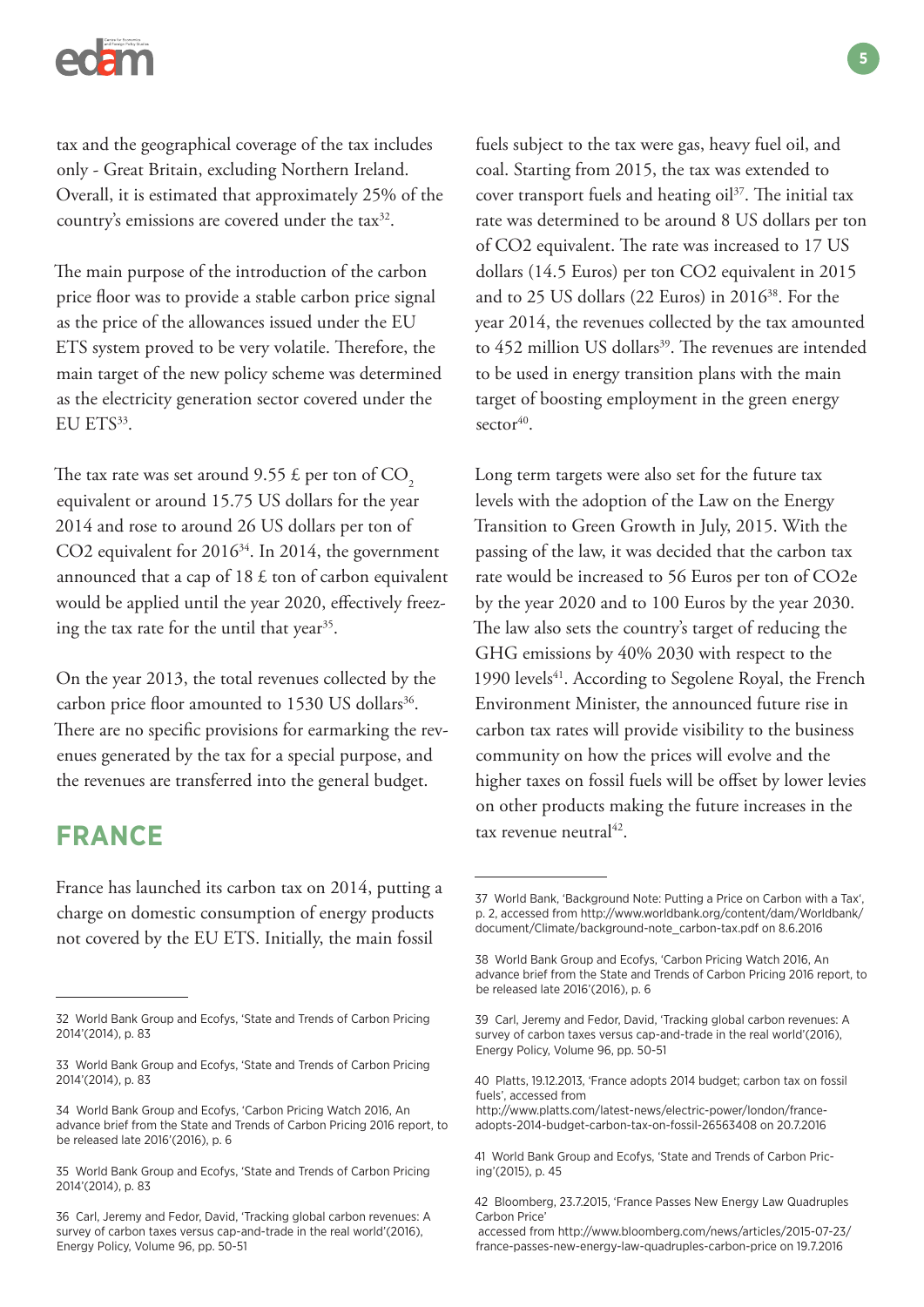tax and the geographical coverage of the tax includes only - Great Britain, excluding Northern Ireland. Overall, it is estimated that approximately 25% of the country's emissions are covered under the tax[32].

The main purpose of the introduction of the carbon price floor was to provide a stable carbon price signal as the price of the allowances issued under the EU ETS system proved to be very volatile. Therefore, the main target of the new policy scheme was determined as the electricity generation sector covered under the EU ETS[33].

The tax rate was set around 9.55 £ per ton of $CO_2$ equivalent or around 15.75 US dollars for the year 2014 and rose to around 26 US dollars per ton of CO2 equivalent for 2016[34]. In 2014, the government announced that a cap of 18 £ ton of carbon equivalent would be applied until the year 2020, effectively freezing the tax rate for the until that year[35].

On the year 2013, the total revenues collected by the carbon price floor amounted to 1530 US dollars[36]. There are no specific provisions for earmarking the revenues generated by the tax for a special purpose, and the revenues are transferred into the general budget.

## FRANCE

France has launched its carbon tax on 2014, putting a charge on domestic consumption of energy products not covered by the EU ETS. Initially, the main fossil fuels subject to the tax were gas, heavy fuel oil, and coal. Starting from 2015, the tax was extended to cover transport fuels and heating oil[37]. The initial tax rate was determined to be around 8 US dollars per ton of CO2 equivalent. The rate was increased to 17 US dollars (14.5 Euros) per ton CO2 equivalent in 2015 and to 25 US dollars (22 Euros) in 2016[38]. For the year 2014, the revenues collected by the tax amounted to 452 million US dollars[39]. The revenues are intended to be used in energy transition plans with the main target of boosting employment in the green energy sector[40].

Long term targets were also set for the future tax levels with the adoption of the Law on the Energy Transition to Green Growth in July, 2015. With the passing of the law, it was decided that the carbon tax rate would be increased to 56 Euros per ton of CO2e by the year 2020 and to 100 Euros by the year 2030. The law also sets the country's target of reducing the GHG emissions by 40% 2030 with respect to the 1990 levels[41]. According to Segolene Royal, the French Environment Minister, the announced future rise in carbon tax rates will provide visibility to the business community on how the prices will evolve and the higher taxes on fossil fuels will be offset by lower levies on other products making the future increases in the tax revenue neutral[42].

---

32 World Bank Group and Ecofys, 'State and Trends of Carbon Pricing 2014'(2014), p. 83

33 World Bank Group and Ecofys, 'State and Trends of Carbon Pricing 2014'(2014), p. 83

34 World Bank Group and Ecofys, 'Carbon Pricing Watch 2016, An advance brief from the State and Trends of Carbon Pricing 2016 report, to be released late 2016'(2016), p. 6

35 World Bank Group and Ecofys, 'State and Trends of Carbon Pricing 2014'(2014), p. 83

36 Carl, Jeremy and Fedor, David, 'Tracking global carbon revenues: A survey of carbon taxes versus cap-and-trade in the real world'(2016), Energy Policy, Volume 96, pp. 50-51

37 World Bank, 'Background Note: Putting a Price on Carbon with a Tax', p. 2, accessed from http://www.worldbank.org/content/dam/Worldbank/document/Climate/background-note_carbon-tax.pdf on 8.6.2016

38 World Bank Group and Ecofys, 'Carbon Pricing Watch 2016, An advance brief from the State and Trends of Carbon Pricing 2016 report, to be released late 2016'(2016), p. 6

39 Carl, Jeremy and Fedor, David, 'Tracking global carbon revenues: A survey of carbon taxes versus cap-and-trade in the real world'(2016), Energy Policy, Volume 96, pp. 50-51

40 Platts, 19.12.2013, 'France adopts 2014 budget; carbon tax on fossil fuels', accessed from http://www.platts.com/latest-news/electric-power/london/france-adopts-2014-budget-carbon-tax-on-fossil-26563408 on 20.7.2016

41 World Bank Group and Ecofys, 'State and Trends of Carbon Pricing'(2015), p. 45

42 Bloomberg, 23.7.2015, 'France Passes New Energy Law Quadruples Carbon Price' accessed from http://www.bloomberg.com/news/articles/2015-07-23/france-passes-new-energy-law-quadruples-carbon-price on 19.7.2016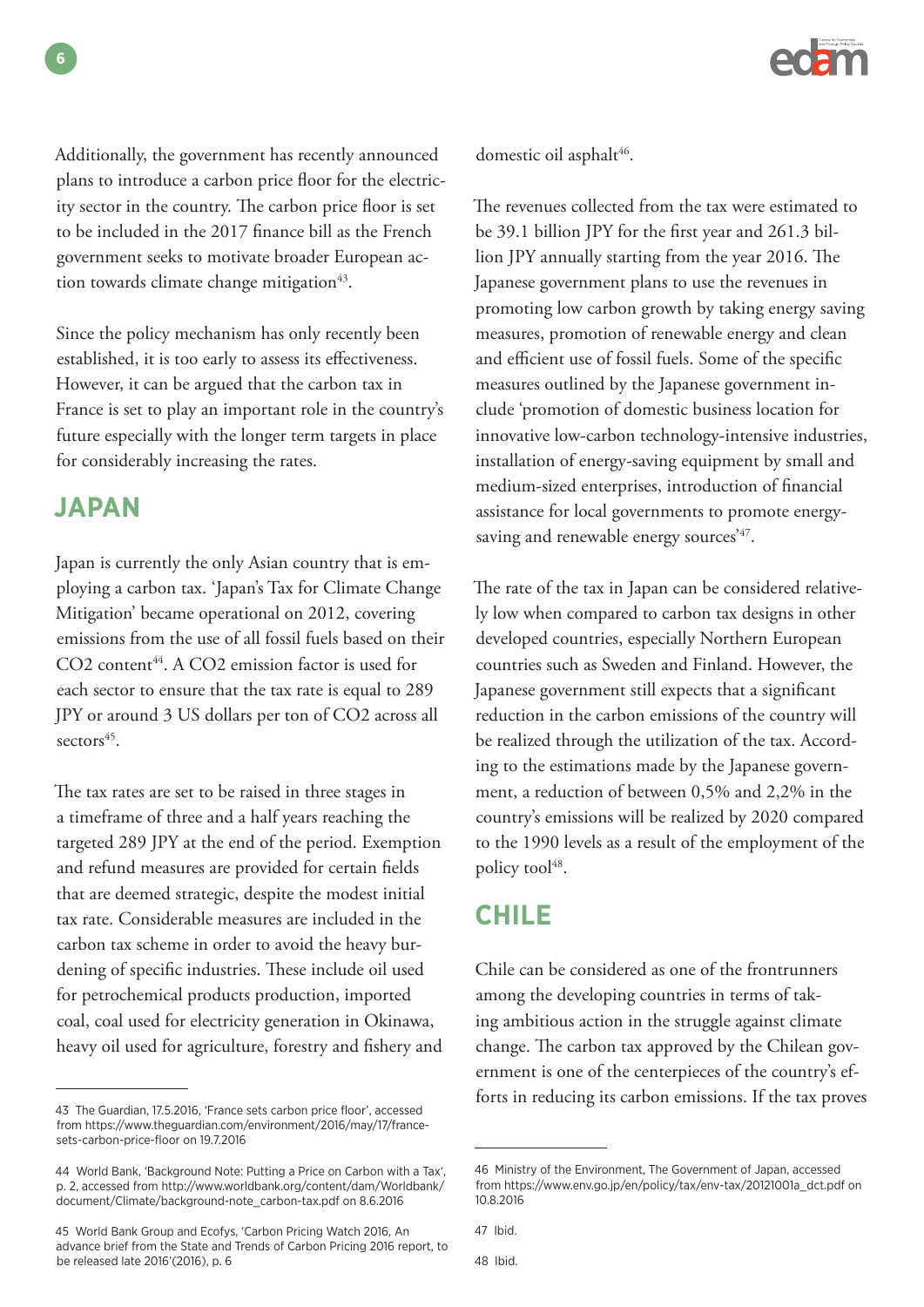Additionally, the government has recently announced plans to introduce a carbon price floor for the electricity sector in the country. The carbon price floor is set to be included in the 2017 finance bill as the French government seeks to motivate broader European action towards climate change mitigation[43].

Since the policy mechanism has only recently been established, it is too early to assess its effectiveness. However, it can be argued that the carbon tax in France is set to play an important role in the country's future especially with the longer term targets in place for considerably increasing the rates.

## JAPAN

Japan is currently the only Asian country that is employing a carbon tax. 'Japan's Tax for Climate Change Mitigation' became operational on 2012, covering emissions from the use of all fossil fuels based on their $CO_2$ content[44]. A $CO_2$ emission factor is used for each sector to ensure that the tax rate is equal to 289 JPY or around 3 US dollars per ton of $CO_2$ across all sectors[45].

The tax rates are set to be raised in three stages in a timeframe of three and a half years reaching the targeted 289 JPY at the end of the period. Exemption and refund measures are provided for certain fields that are deemed strategic, despite the modest initial tax rate. Considerable measures are included in the carbon tax scheme in order to avoid the heavy burdening of specific industries. These include oil used for petrochemical products production, imported coal, coal used for electricity generation in Okinawa, heavy oil used for agriculture, forestry and fishery and domestic oil asphalt[46].

The revenues collected from the tax were estimated to be 39.1 billion JPY for the first year and 261.3 billion JPY annually starting from the year 2016. The Japanese government plans to use the revenues in promoting low carbon growth by taking energy saving measures, promotion of renewable energy and clean and efficient use of fossil fuels. Some of the specific measures outlined by the Japanese government include 'promotion of domestic business location for innovative low-carbon technology-intensive industries, installation of energy-saving equipment by small and medium-sized enterprises, introduction of financial assistance for local governments to promote energy-saving and renewable energy sources'[47].

The rate of the tax in Japan can be considered relatively low when compared to carbon tax designs in other developed countries, especially Northern European countries such as Sweden and Finland. However, the Japanese government still expects that a significant reduction in the carbon emissions of the country will be realized through the utilization of the tax. According to the estimations made by the Japanese government, a reduction of between 0,5% and 2,2% in the country's emissions will be realized by 2020 compared to the 1990 levels as a result of the employment of the policy tool[48].

## CHILE

Chile can be considered as one of the frontrunners among the developing countries in terms of taking ambitious action in the struggle against climate change. The carbon tax approved by the Chilean government is one of the centerpieces of the country's efforts in reducing its carbon emissions. If the tax proves

---

43 The Guardian, 17.5.2016, 'France sets carbon price floor', accessed from https://www.theguardian.com/environment/2016/may/17/france-sets-carbon-price-floor on 19.7.2016

44 World Bank, 'Background Note: Putting a Price on Carbon with a Tax', p. 2, accessed from http://www.worldbank.org/content/dam/Worldbank/document/Climate/background-note_carbon-tax.pdf on 8.6.2016

45 World Bank Group and Ecofys, 'Carbon Pricing Watch 2016, An advance brief from the State and Trends of Carbon Pricing 2016 report, to be released late 2016'(2016), p. 6

46 Ministry of the Environment, The Government of Japan, accessed from https://www.env.go.jp/en/policy/tax/env-tax/20121001a_dct.pdf on 10.8.2016

47 Ibid.

48 Ibid.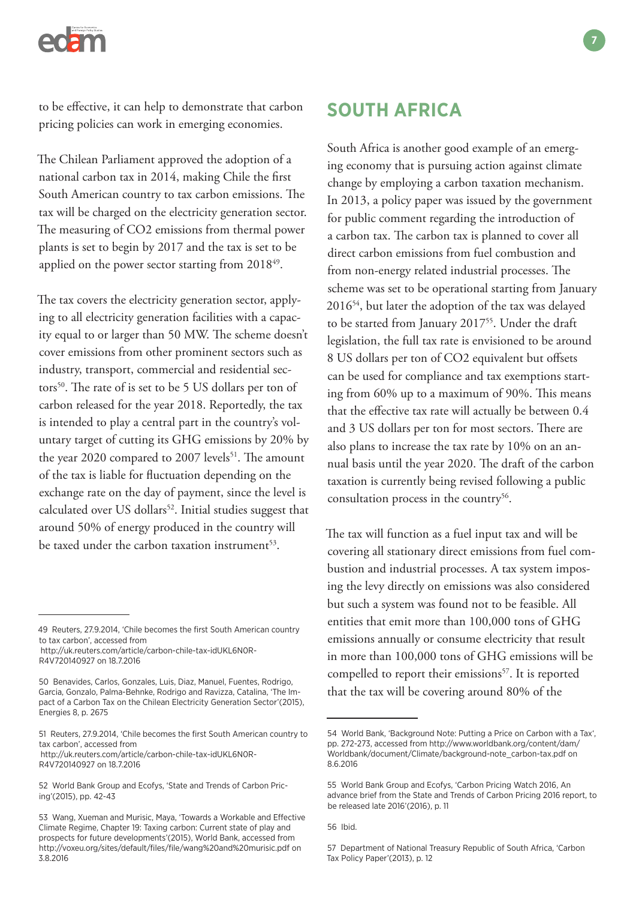to be effective, it can help to demonstrate that carbon pricing policies can work in emerging economies.

The Chilean Parliament approved the adoption of a national carbon tax in 2014, making Chile the first South American country to tax carbon emissions. The tax will be charged on the electricity generation sector. The measuring of CO2 emissions from thermal power plants is set to begin by 2017 and the tax is set to be applied on the power sector starting from 2018[49].

The tax covers the electricity generation sector, applying to all electricity generation facilities with a capacity equal to or larger than 50 MW. The scheme doesn't cover emissions from other prominent sectors such as industry, transport, commercial and residential sectors[50]. The rate of is set to be 5 US dollars per ton of carbon released for the year 2018. Reportedly, the tax is intended to play a central part in the country's voluntary target of cutting its GHG emissions by 20% by the year 2020 compared to 2007 levels[51]. The amount of the tax is liable for fluctuation depending on the exchange rate on the day of payment, since the level is calculated over US dollars[52]. Initial studies suggest that around 50% of energy produced in the country will be taxed under the carbon taxation instrument[53].

## SOUTH AFRICA

South Africa is another good example of an emerging economy that is pursuing action against climate change by employing a carbon taxation mechanism. In 2013, a policy paper was issued by the government for public comment regarding the introduction of a carbon tax. The carbon tax is planned to cover all direct carbon emissions from fuel combustion and from non-energy related industrial processes. The scheme was set to be operational starting from January 2016[54], but later the adoption of the tax was delayed to be started from January 2017[55]. Under the draft legislation, the full tax rate is envisioned to be around 8 US dollars per ton of CO2 equivalent but offsets can be used for compliance and tax exemptions starting from 60% up to a maximum of 90%. This means that the effective tax rate will actually be between 0.4 and 3 US dollars per ton for most sectors. There are also plans to increase the tax rate by 10% on an annual basis until the year 2020. The draft of the carbon taxation is currently being revised following a public consultation process in the country[56].

The tax will function as a fuel input tax and will be covering all stationary direct emissions from fuel combustion and industrial processes. A tax system imposing the levy directly on emissions was also considered but such a system was found not to be feasible. All entities that emit more than 100,000 tons of GHG emissions annually or consume electricity that result in more than 100,000 tons of GHG emissions will be compelled to report their emissions[57]. It is reported that the tax will be covering around 80% of the

---

49 Reuters, 27.9.2014, 'Chile becomes the first South American country to tax carbon', accessed from http://uk.reuters.com/article/carbon-chile-tax-idUKL6N0R-R4V720140927 on 18.7.2016

50 Benavides, Carlos, Gonzales, Luis, Diaz, Manuel, Fuentes, Rodrigo, Garcia, Gonzalo, Palma-Behnke, Rodrigo and Ravizza, Catalina, 'The Impact of a Carbon Tax on the Chilean Electricity Generation Sector'(2015), Energies 8, p. 2675

51 Reuters, 27.9.2014, 'Chile becomes the first South American country to tax carbon', accessed from http://uk.reuters.com/article/carbon-chile-tax-idUKL6N0R-R4V720140927 on 18.7.2016

52 World Bank Group and Ecofys, 'State and Trends of Carbon Pricing'(2015), pp. 42-43

53 Wang, Xueman and Murisic, Maya, 'Towards a Workable and Effective Climate Regime, Chapter 19: Taxing carbon: Current state of play and prospects for future developments'(2015), World Bank, accessed from http://voxeu.org/sites/default/files/file/wang%20and%20murisic.pdf on 3.8.2016

54 World Bank, 'Background Note: Putting a Price on Carbon with a Tax', pp. 272-273, accessed from http://www.worldbank.org/content/dam/Worldbank/document/Climate/background-note_carbon-tax.pdf on 8.6.2016

55 World Bank Group and Ecofys, 'Carbon Pricing Watch 2016, An advance brief from the State and Trends of Carbon Pricing 2016 report, to be released late 2016'(2016), p. 11

56 Ibid.

57 Department of National Treasury Republic of South Africa, 'Carbon Tax Policy Paper'(2013), p. 12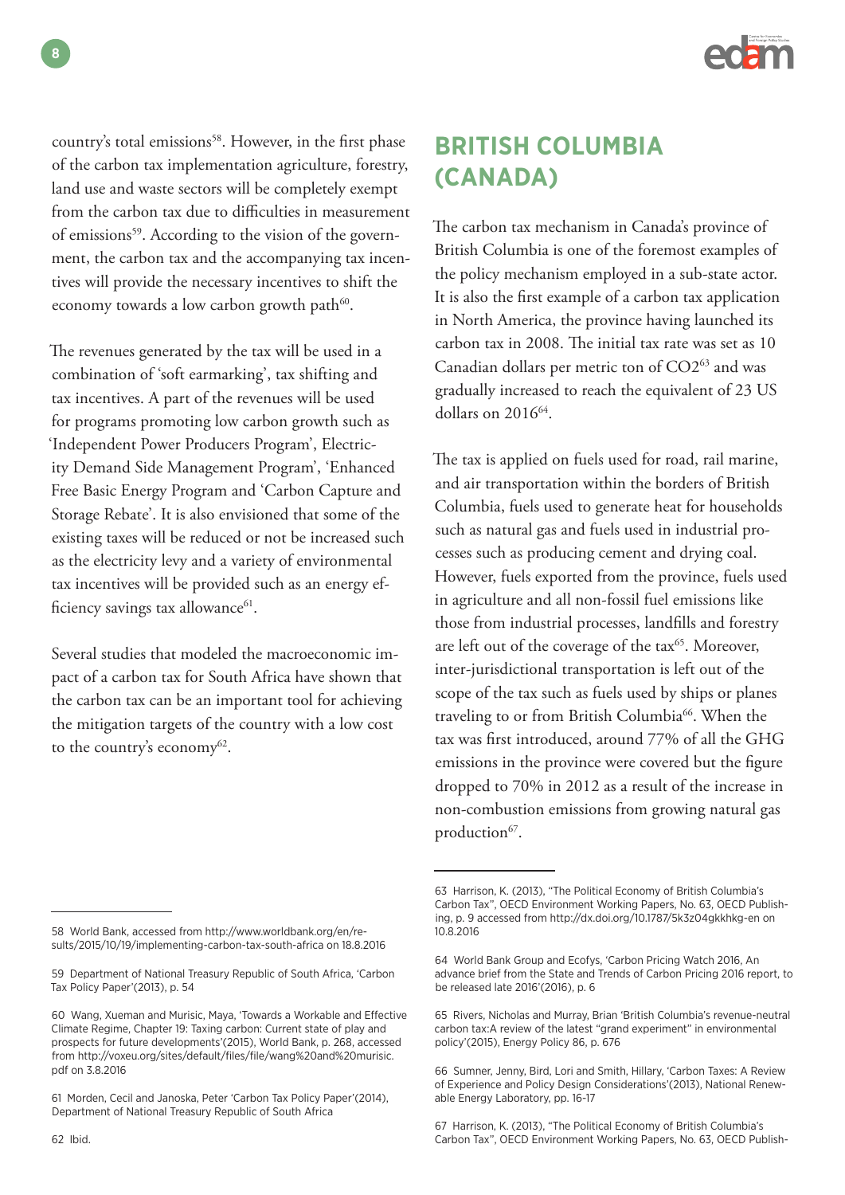country's total emissions[58]. However, in the first phase of the carbon tax implementation agriculture, forestry, land use and waste sectors will be completely exempt from the carbon tax due to difficulties in measurement of emissions[59]. According to the vision of the government, the carbon tax and the accompanying tax incentives will provide the necessary incentives to shift the economy towards a low carbon growth path[60].

The revenues generated by the tax will be used in a combination of 'soft earmarking', tax shifting and tax incentives. A part of the revenues will be used for programs promoting low carbon growth such as 'Independent Power Producers Program', Electricity Demand Side Management Program', 'Enhanced Free Basic Energy Program and 'Carbon Capture and Storage Rebate'. It is also envisioned that some of the existing taxes will be reduced or not be increased such as the electricity levy and a variety of environmental tax incentives will be provided such as an energy efficiency savings tax allowance[61].

Several studies that modeled the macroeconomic impact of a carbon tax for South Africa have shown that the carbon tax can be an important tool for achieving the mitigation targets of the country with a low cost to the country's economy[62].

## BRITISH COLUMBIA (CANADA)

The carbon tax mechanism in Canada's province of British Columbia is one of the foremost examples of the policy mechanism employed in a sub-state actor. It is also the first example of a carbon tax application in North America, the province having launched its carbon tax in 2008. The initial tax rate was set as 10 Canadian dollars per metric ton of $CO_2$[63] and was gradually increased to reach the equivalent of 23 US dollars on 2016[64].

The tax is applied on fuels used for road, rail marine, and air transportation within the borders of British Columbia, fuels used to generate heat for households such as natural gas and fuels used in industrial processes such as producing cement and drying coal. However, fuels exported from the province, fuels used in agriculture and all non-fossil fuel emissions like those from industrial processes, landfills and forestry are left out of the coverage of the tax[65]. Moreover, inter-jurisdictional transportation is left out of the scope of the tax such as fuels used by ships or planes traveling to or from British Columbia[66]. When the tax was first introduced, around 77% of all the GHG emissions in the province were covered but the figure dropped to 70% in 2012 as a result of the increase in non-combustion emissions from growing natural gas production[67].

---

58 World Bank, accessed from http://www.worldbank.org/en/results/2015/10/19/implementing-carbon-tax-south-africa on 18.8.2016

59 Department of National Treasury Republic of South Africa, 'Carbon Tax Policy Paper'(2013), p. 54

60 Wang, Xueman and Murisic, Maya, 'Towards a Workable and Effective Climate Regime, Chapter 19: Taxing carbon: Current state of play and prospects for future developments'(2015), World Bank, p. 268, accessed from http://voxeu.org/sites/default/files/file/wang%20and%20murisic.pdf on 3.8.2016

61 Morden, Cecil and Janoska, Peter 'Carbon Tax Policy Paper'(2014), Department of National Treasury Republic of South Africa

62 Ibid.

63 Harrison, K. (2013), "The Political Economy of British Columbia's Carbon Tax", OECD Environment Working Papers, No. 63, OECD Publishing, p. 9 accessed from http://dx.doi.org/10.1787/5k3z04gkkhkg-en on 10.8.2016

64 World Bank Group and Ecofys, 'Carbon Pricing Watch 2016, An advance brief from the State and Trends of Carbon Pricing 2016 report, to be released late 2016'(2016), p. 6

65 Rivers, Nicholas and Murray, Brian 'British Columbia's revenue-neutral carbon tax:A review of the latest "grand experiment" in environmental policy'(2015), Energy Policy 86, p. 676

66 Sumner, Jenny, Bird, Lori and Smith, Hillary, 'Carbon Taxes: A Review of Experience and Policy Design Considerations'(2013), National Renewable Energy Laboratory, pp. 16-17

67 Harrison, K. (2013), "The Political Economy of British Columbia's Carbon Tax", OECD Environment Working Papers, No. 63, OECD Publish-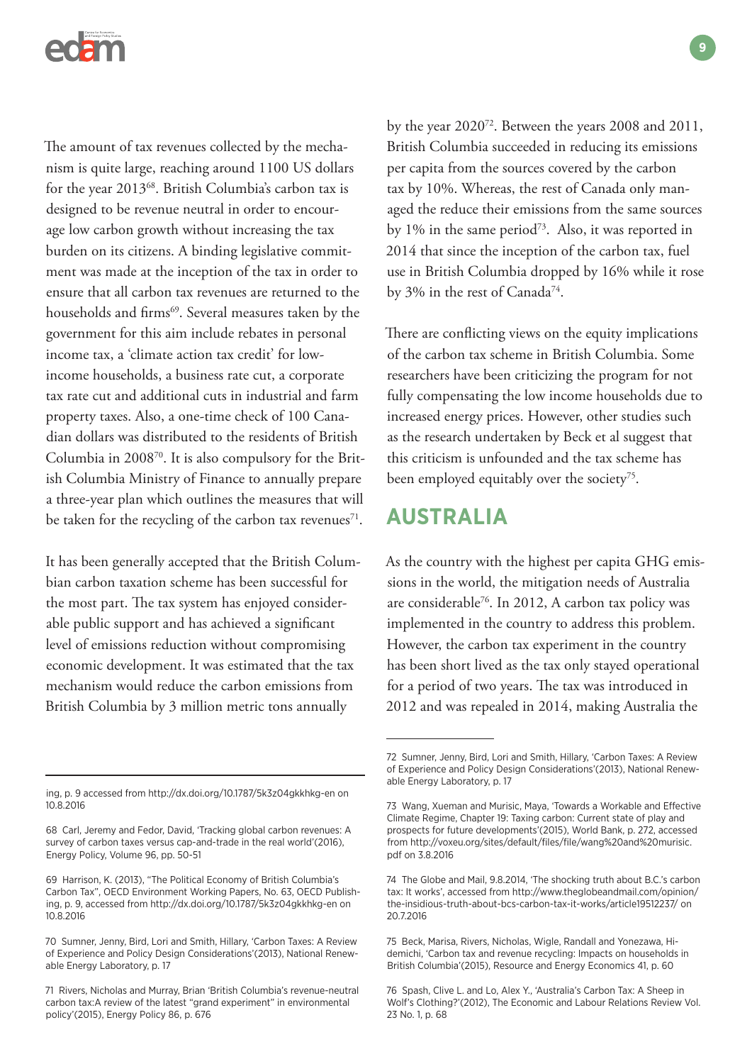The amount of tax revenues collected by the mechanism is quite large, reaching around 1100 US dollars for the year 2013[68]. British Columbia's carbon tax is designed to be revenue neutral in order to encourage low carbon growth without increasing the tax burden on its citizens. A binding legislative commitment was made at the inception of the tax in order to ensure that all carbon tax revenues are returned to the households and firms[69]. Several measures taken by the government for this aim include rebates in personal income tax, a 'climate action tax credit' for low-income households, a business rate cut, a corporate tax rate cut and additional cuts in industrial and farm property taxes. Also, a one-time check of 100 Canadian dollars was distributed to the residents of British Columbia in 2008[70]. It is also compulsory for the British Columbia Ministry of Finance to annually prepare a three-year plan which outlines the measures that will be taken for the recycling of the carbon tax revenues[71].

It has been generally accepted that the British Columbian carbon taxation scheme has been successful for the most part. The tax system has enjoyed considerable public support and has achieved a significant level of emissions reduction without compromising economic development. It was estimated that the tax mechanism would reduce the carbon emissions from British Columbia by 3 million metric tons annually by the year 2020[72]. Between the years 2008 and 2011, British Columbia succeeded in reducing its emissions per capita from the sources covered by the carbon tax by 10%. Whereas, the rest of Canada only managed the reduce their emissions from the same sources by 1% in the same period[73]. Also, it was reported in 2014 that since the inception of the carbon tax, fuel use in British Columbia dropped by 16% while it rose by 3% in the rest of Canada[74].

There are conflicting views on the equity implications of the carbon tax scheme in British Columbia. Some researchers have been criticizing the program for not fully compensating the low income households due to increased energy prices. However, other studies such as the research undertaken by Beck et al suggest that this criticism is unfounded and the tax scheme has been employed equitably over the society[75].

## AUSTRALIA

As the country with the highest per capita GHG emissions in the world, the mitigation needs of Australia are considerable[76]. In 2012, A carbon tax policy was implemented in the country to address this problem. However, the carbon tax experiment in the country has been short lived as the tax only stayed operational for a period of two years. The tax was introduced in 2012 and was repealed in 2014, making Australia the

---

ing, p. 9 accessed from http://dx.doi.org/10.1787/5k3z04gkkhkg-en on 10.8.2016

68 Carl, Jeremy and Fedor, David, 'Tracking global carbon revenues: A survey of carbon taxes versus cap-and-trade in the real world'(2016), Energy Policy, Volume 96, pp. 50-51

69 Harrison, K. (2013), "The Political Economy of British Columbia's Carbon Tax", OECD Environment Working Papers, No. 63, OECD Publishing, p. 9, accessed from http://dx.doi.org/10.1787/5k3z04gkkhkg-en on 10.8.2016

70 Sumner, Jenny, Bird, Lori and Smith, Hillary, 'Carbon Taxes: A Review of Experience and Policy Design Considerations'(2013), National Renewable Energy Laboratory, p. 17

71 Rivers, Nicholas and Murray, Brian 'British Columbia's revenue-neutral carbon tax:A review of the latest "grand experiment" in environmental policy'(2015), Energy Policy 86, p. 676

72 Sumner, Jenny, Bird, Lori and Smith, Hillary, 'Carbon Taxes: A Review of Experience and Policy Design Considerations'(2013), National Renewable Energy Laboratory, p. 17

73 Wang, Xueman and Murisic, Maya, 'Towards a Workable and Effective Climate Regime, Chapter 19: Taxing carbon: Current state of play and prospects for future developments'(2015), World Bank, p. 272, accessed from http://voxeu.org/sites/default/files/file/wang%20and%20murisic.pdf on 3.8.2016

74 The Globe and Mail, 9.8.2014, 'The shocking truth about B.C.'s carbon tax: It works', accessed from http://www.theglobeandmail.com/opinion/the-insidious-truth-about-bcs-carbon-tax-it-works/article19512237/ on 20.7.2016

75 Beck, Marisa, Rivers, Nicholas, Wigle, Randall and Yonezawa, Hidemichi, 'Carbon tax and revenue recycling: Impacts on households in British Columbia'(2015), Resource and Energy Economics 41, p. 60

76 Spash, Clive L. and Lo, Alex Y., 'Australia's Carbon Tax: A Sheep in Wolf's Clothing?'(2012), The Economic and Labour Relations Review Vol. 23 No. 1, p. 68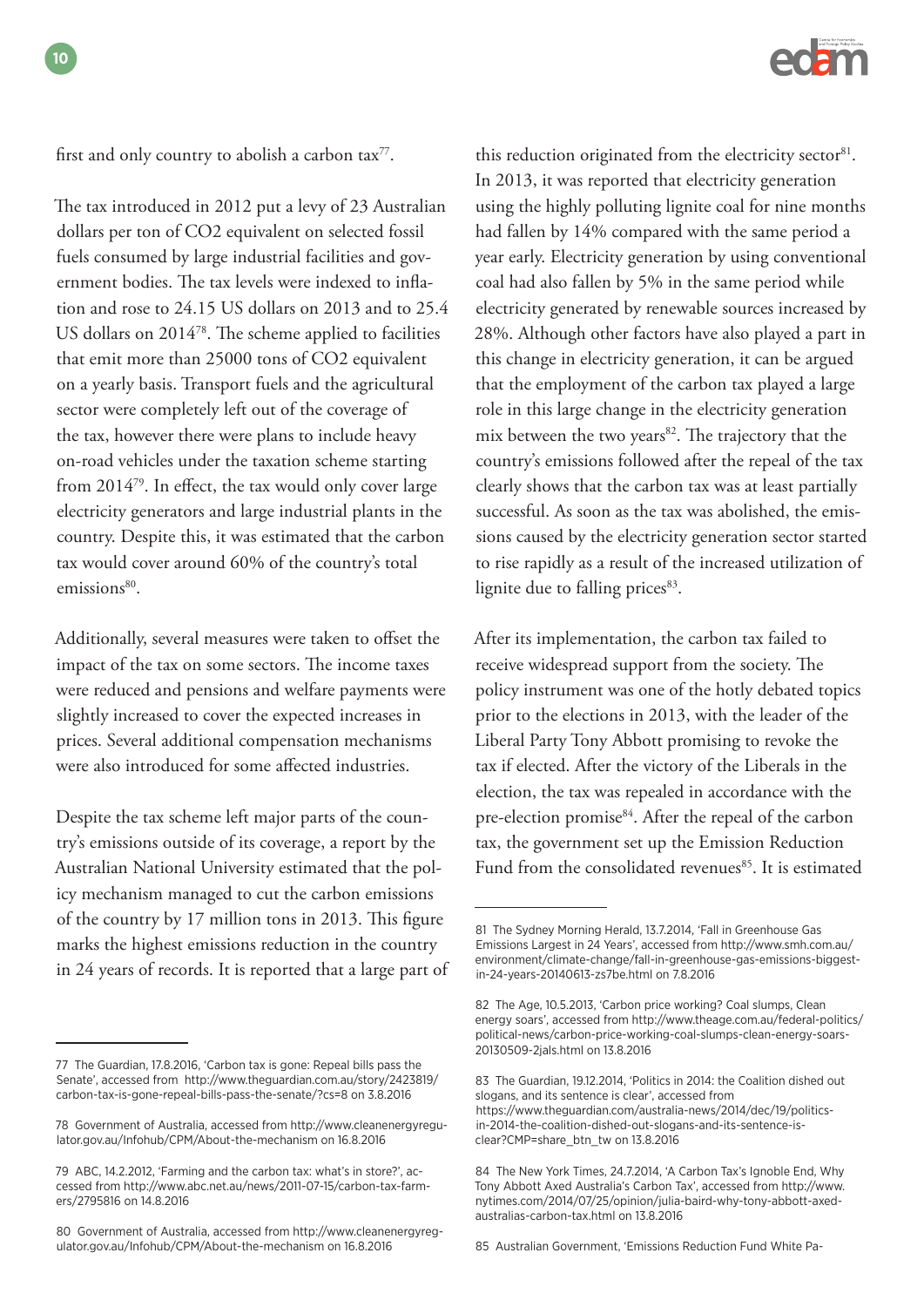first and only country to abolish a carbon tax[77].

The tax introduced in 2012 put a levy of 23 Australian dollars per ton of $CO_2$ equivalent on selected fossil fuels consumed by large industrial facilities and government bodies. The tax levels were indexed to inflation and rose to 24.15 US dollars on 2013 and to 25.4 US dollars on 2014[78]. The scheme applied to facilities that emit more than 25000 tons of $CO_2$ equivalent on a yearly basis. Transport fuels and the agricultural sector were completely left out of the coverage of the tax, however there were plans to include heavy on-road vehicles under the taxation scheme starting from 2014[79]. In effect, the tax would only cover large electricity generators and large industrial plants in the country. Despite this, it was estimated that the carbon tax would cover around 60% of the country's total emissions[80].

Additionally, several measures were taken to offset the impact of the tax on some sectors. The income taxes were reduced and pensions and welfare payments were slightly increased to cover the expected increases in prices. Several additional compensation mechanisms were also introduced for some affected industries.

Despite the tax scheme left major parts of the country's emissions outside of its coverage, a report by the Australian National University estimated that the policy mechanism managed to cut the carbon emissions of the country by 17 million tons in 2013. This figure marks the highest emissions reduction in the country in 24 years of records. It is reported that a large part of this reduction originated from the electricity sector[81]. In 2013, it was reported that electricity generation using the highly polluting lignite coal for nine months had fallen by 14% compared with the same period a year early. Electricity generation by using conventional coal had also fallen by 5% in the same period while electricity generated by renewable sources increased by 28%. Although other factors have also played a part in this change in electricity generation, it can be argued that the employment of the carbon tax played a large role in this large change in the electricity generation mix between the two years[82]. The trajectory that the country's emissions followed after the repeal of the tax clearly shows that the carbon tax was at least partially successful. As soon as the tax was abolished, the emissions caused by the electricity generation sector started to rise rapidly as a result of the increased utilization of lignite due to falling prices[83].

After its implementation, the carbon tax failed to receive widespread support from the society. The policy instrument was one of the hotly debated topics prior to the elections in 2013, with the leader of the Liberal Party Tony Abbott promising to revoke the tax if elected. After the victory of the Liberals in the election, the tax was repealed in accordance with the pre-election promise[84]. After the repeal of the carbon tax, the government set up the Emission Reduction Fund from the consolidated revenues[85]. It is estimated

---

77 The Guardian, 17.8.2016, 'Carbon tax is gone: Repeal bills pass the Senate', accessed from http://www.theguardian.com.au/story/2423819/carbon-tax-is-gone-repeal-bills-pass-the-senate/?cs=8 on 3.8.2016

78 Government of Australia, accessed from http://www.cleanenergyregulator.gov.au/Infohub/CPM/About-the-mechanism on 16.8.2016

79 ABC, 14.2.2012, 'Farming and the carbon tax: what's in store?', accessed from http://www.abc.net.au/news/2011-07-15/carbon-tax-farmers/2795816 on 14.8.2016

80 Government of Australia, accessed from http://www.cleanenergyregulator.gov.au/Infohub/CPM/About-the-mechanism on 16.8.2016

81 The Sydney Morning Herald, 13.7.2014, 'Fall in Greenhouse Gas Emissions Largest in 24 Years', accessed from http://www.smh.com.au/environment/climate-change/fall-in-greenhouse-gas-emissions-biggest-in-24-years-20140613-zs7be.html on 7.8.2016

82 The Age, 10.5.2013, 'Carbon price working? Coal slumps, Clean energy soars', accessed from http://www.theage.com.au/federal-politics/political-news/carbon-price-working-coal-slumps-clean-energy-soars-20130509-2jals.html on 13.8.2016

83 The Guardian, 19.12.2014, 'Politics in 2014: the Coalition dished out slogans, and its sentence is clear', accessed from https://www.theguardian.com/australia-news/2014/dec/19/politics-in-2014-the-coalition-dished-out-slogans-and-its-sentence-is-clear?CMP=share_btn_tw on 13.8.2016

84 The New York Times, 24.7.2014, 'A Carbon Tax's Ignoble End, Why Tony Abbott Axed Australia's Carbon Tax', accessed from http://www.nytimes.com/2014/07/25/opinion/julia-baird-why-tony-abbott-axed-australias-carbon-tax.html on 13.8.2016

85 Australian Government, 'Emissions Reduction Fund White Pa-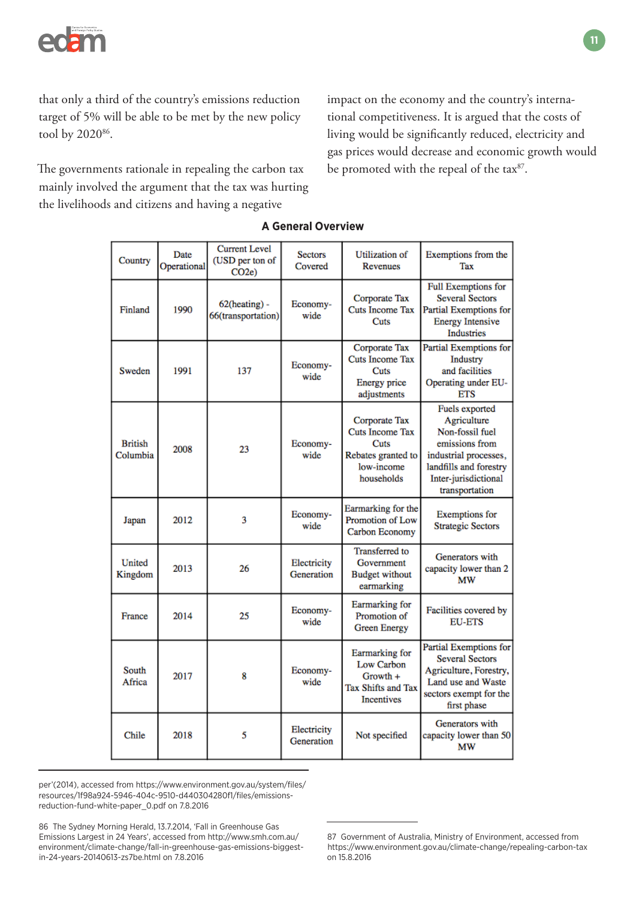that only a third of the country's emissions reduction target of 5% will be able to be met by the new policy tool by 2020[86].

The governments rationale in repealing the carbon tax mainly involved the argument that the tax was hurting the livelihoods and citizens and having a negative impact on the economy and the country's international competitiveness. It is argued that the costs of living would be significantly reduced, electricity and gas prices would decrease and economic growth would be promoted with the repeal of the tax[87].

**A General Overview**

| Country | Date Operational | Current Level (USD per ton of CO2e) | Sectors Covered | Utilization of Revenues | Exemptions from the Tax |
|---|---|---|---|---|---|
| Finland | 1990 | 62(heating) - 66(transportation) | Economy-wide | Corporate Tax Cuts Income Tax Cuts | Full Exemptions for Several Sectors Partial Exemptions for Energy Intensive Industries |
| Sweden | 1991 | 137 | Economy-wide | Corporate Tax Cuts Income Tax Cuts Energy price adjustments | Partial Exemptions for Industry and facilities Operating under EU-ETS |
| British Columbia | 2008 | 23 | Economy-wide | Corporate Tax Cuts Income Tax Cuts Rebates granted to low-income households | Fuels exported Agriculture Non-fossil fuel emissions from industrial processes, landfills and forestry Inter-jurisdictional transportation |
| Japan | 2012 | 3 | Economy-wide | Earmarking for the Promotion of Low Carbon Economy | Exemptions for Strategic Sectors |
| United Kingdom | 2013 | 26 | Electricity Generation | Transferred to Government Budget without earmarking | Generators with capacity lower than 2 MW |
| France | 2014 | 25 | Economy-wide | Earmarking for Promotion of Green Energy | Facilities covered by EU-ETS |
| South Africa | 2017 | 8 | Economy-wide | Earmarking for Low Carbon Growth + Tax Shifts and Tax Incentives | Partial Exemptions for Several Sectors Agriculture, Forestry, Land use and Waste sectors exempt for the first phase |
| Chile | 2018 | 5 | Electricity Generation | Not specified | Generators with capacity lower than 50 MW |

per'(2014), accessed from https://www.environment.gov.au/system/files/resources/1f98a924-5946-404c-9510-d440304280f1/files/emissions-reduction-fund-white-paper_0.pdf on 7.8.2016

86 The Sydney Morning Herald, 13.7.2014, 'Fall in Greenhouse Gas Emissions Largest in 24 Years', accessed from http://www.smh.com.au/environment/climate-change/fall-in-greenhouse-gas-emissions-biggest-in-24-years-20140613-zs7be.html on 7.8.2016

87 Government of Australia, Ministry of Environment, accessed from https://www.environment.gov.au/climate-change/repealing-carbon-tax on 15.8.2016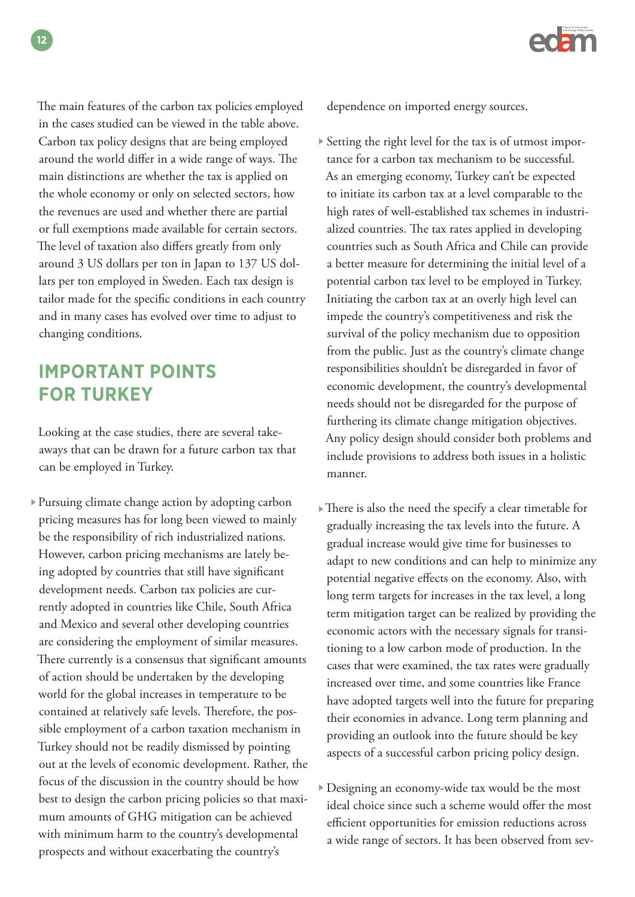The main features of the carbon tax policies employed in the cases studied can be viewed in the table above. Carbon tax policy designs that are being employed around the world differ in a wide range of ways. The main distinctions are whether the tax is applied on the whole economy or only on selected sectors, how the revenues are used and whether there are partial or full exemptions made available for certain sectors. The level of taxation also differs greatly from only around 3 US dollars per ton in Japan to 137 US dollars per ton employed in Sweden. Each tax design is tailor made for the specific conditions in each country and in many cases has evolved over time to adjust to changing conditions.

## IMPORTANT POINTS FOR TURKEY

Looking at the case studies, there are several takeaways that can be drawn for a future carbon tax that can be employed in Turkey.

- Pursuing climate change action by adopting carbon pricing measures has for long been viewed to mainly be the responsibility of rich industrialized nations. However, carbon pricing mechanisms are lately being adopted by countries that still have significant development needs. Carbon tax policies are currently adopted in countries like Chile, South Africa and Mexico and several other developing countries are considering the employment of similar measures. There currently is a consensus that significant amounts of action should be undertaken by the developing world for the global increases in temperature to be contained at relatively safe levels. Therefore, the possible employment of a carbon taxation mechanism in Turkey should not be readily dismissed by pointing out at the levels of economic development. Rather, the focus of the discussion in the country should be how best to design the carbon pricing policies so that maximum amounts of GHG mitigation can be achieved with minimum harm to the country's developmental prospects and without exacerbating the country's dependence on imported energy sources.

- Setting the right level for the tax is of utmost importance for a carbon tax mechanism to be successful. As an emerging economy, Turkey can't be expected to initiate its carbon tax at a level comparable to the high rates of well-established tax schemes in industrialized countries. The tax rates applied in developing countries such as South Africa and Chile can provide a better measure for determining the initial level of a potential carbon tax level to be employed in Turkey. Initiating the carbon tax at an overly high level can impede the country's competitiveness and risk the survival of the policy mechanism due to opposition from the public. Just as the country's climate change responsibilities shouldn't be disregarded in favor of economic development, the country's developmental needs should not be disregarded for the purpose of furthering its climate change mitigation objectives. Any policy design should consider both problems and include provisions to address both issues in a holistic manner.

- There is also the need the specify a clear timetable for gradually increasing the tax levels into the future. A gradual increase would give time for businesses to adapt to new conditions and can help to minimize any potential negative effects on the economy. Also, with long term targets for increases in the tax level, a long term mitigation target can be realized by providing the economic actors with the necessary signals for transitioning to a low carbon mode of production. In the cases that were examined, the tax rates were gradually increased over time, and some countries like France have adopted targets well into the future for preparing their economies in advance. Long term planning and providing an outlook into the future should be key aspects of a successful carbon pricing policy design.

- Designing an economy-wide tax would be the most ideal choice since such a scheme would offer the most efficient opportunities for emission reductions across a wide range of sectors. It has been observed from sev-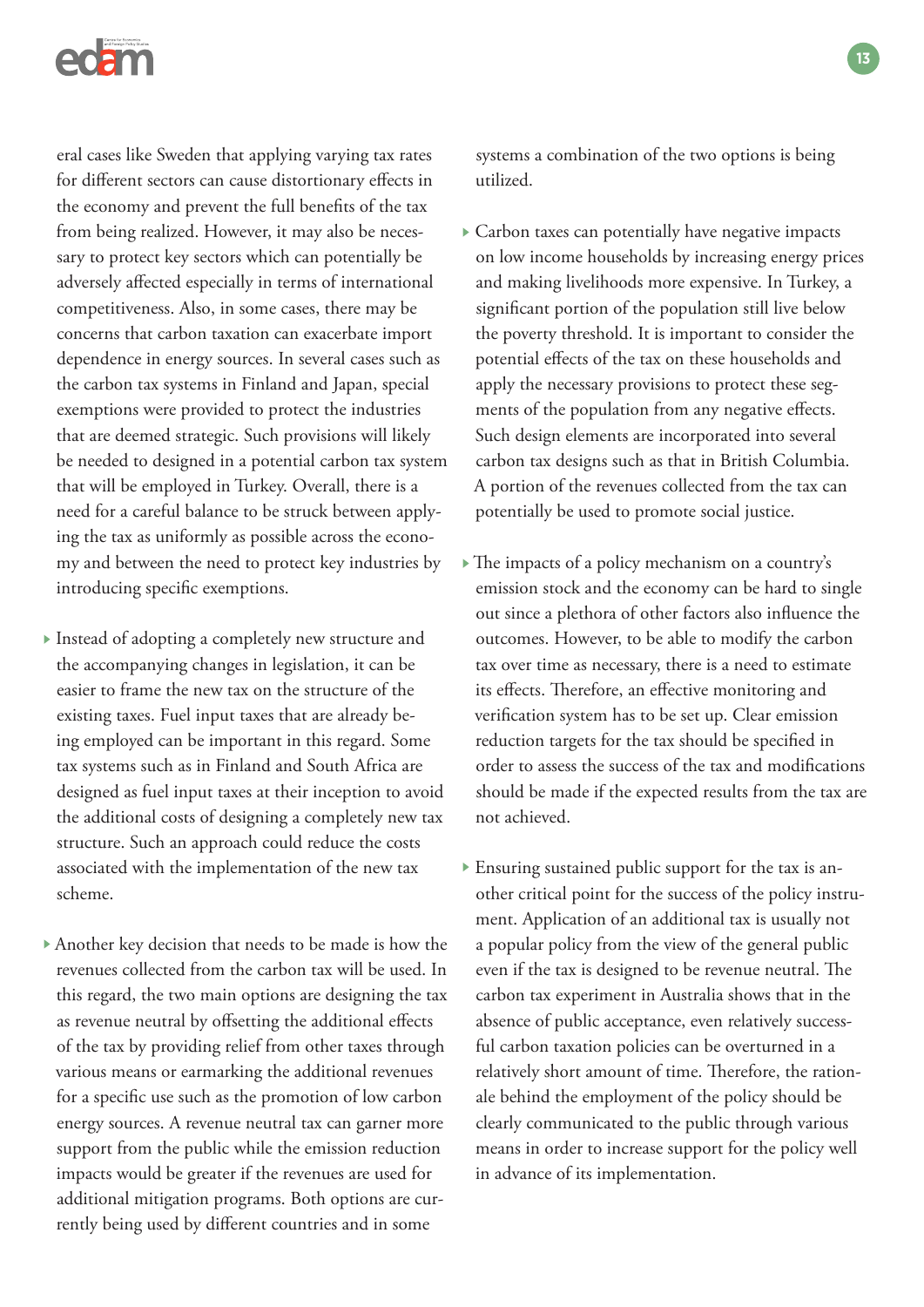eral cases like Sweden that applying varying tax rates for different sectors can cause distortionary effects in the economy and prevent the full benefits of the tax from being realized. However, it may also be necessary to protect key sectors which can potentially be adversely affected especially in terms of international competitiveness. Also, in some cases, there may be concerns that carbon taxation can exacerbate import dependence in energy sources. In several cases such as the carbon tax systems in Finland and Japan, special exemptions were provided to protect the industries that are deemed strategic. Such provisions will likely be needed to designed in a potential carbon tax system that will be employed in Turkey. Overall, there is a need for a careful balance to be struck between applying the tax as uniformly as possible across the economy and between the need to protect key industries by introducing specific exemptions.

- Instead of adopting a completely new structure and the accompanying changes in legislation, it can be easier to frame the new tax on the structure of the existing taxes. Fuel input taxes that are already being employed can be important in this regard. Some tax systems such as in Finland and South Africa are designed as fuel input taxes at their inception to avoid the additional costs of designing a completely new tax structure. Such an approach could reduce the costs associated with the implementation of the new tax scheme.

- Another key decision that needs to be made is how the revenues collected from the carbon tax will be used. In this regard, the two main options are designing the tax as revenue neutral by offsetting the additional effects of the tax by providing relief from other taxes through various means or earmarking the additional revenues for a specific use such as the promotion of low carbon energy sources. A revenue neutral tax can garner more support from the public while the emission reduction impacts would be greater if the revenues are used for additional mitigation programs. Both options are currently being used by different countries and in some systems a combination of the two options is being utilized.

- Carbon taxes can potentially have negative impacts on low income households by increasing energy prices and making livelihoods more expensive. In Turkey, a significant portion of the population still live below the poverty threshold. It is important to consider the potential effects of the tax on these households and apply the necessary provisions to protect these segments of the population from any negative effects. Such design elements are incorporated into several carbon tax designs such as that in British Columbia. A portion of the revenues collected from the tax can potentially be used to promote social justice.

- The impacts of a policy mechanism on a country's emission stock and the economy can be hard to single out since a plethora of other factors also influence the outcomes. However, to be able to modify the carbon tax over time as necessary, there is a need to estimate its effects. Therefore, an effective monitoring and verification system has to be set up. Clear emission reduction targets for the tax should be specified in order to assess the success of the tax and modifications should be made if the expected results from the tax are not achieved.

- Ensuring sustained public support for the tax is another critical point for the success of the policy instrument. Application of an additional tax is usually not a popular policy from the view of the general public even if the tax is designed to be revenue neutral. The carbon tax experiment in Australia shows that in the absence of public acceptance, even relatively successful carbon taxation policies can be overturned in a relatively short amount of time. Therefore, the rationale behind the employment of the policy should be clearly communicated to the public through various means in order to increase support for the policy well in advance of its implementation.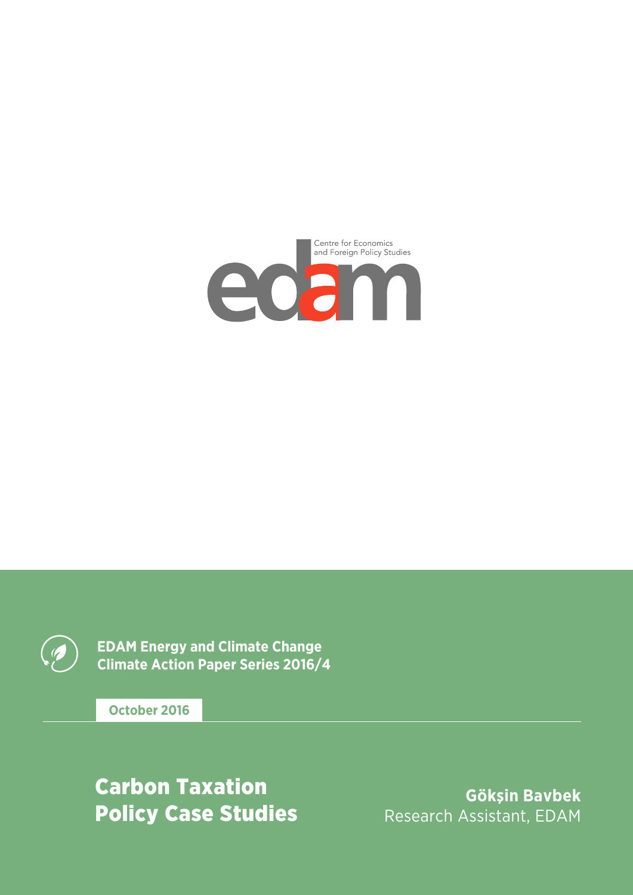Centre for Economics
and Foreign Policy Studies

edam

**EDAM Energy and Climate Change**
**Climate Action Paper Series 2016/4**

**October 2016**

# Carbon Taxation Policy Case Studies

**Gökşin Bavbek**
Research Assistant, EDAM